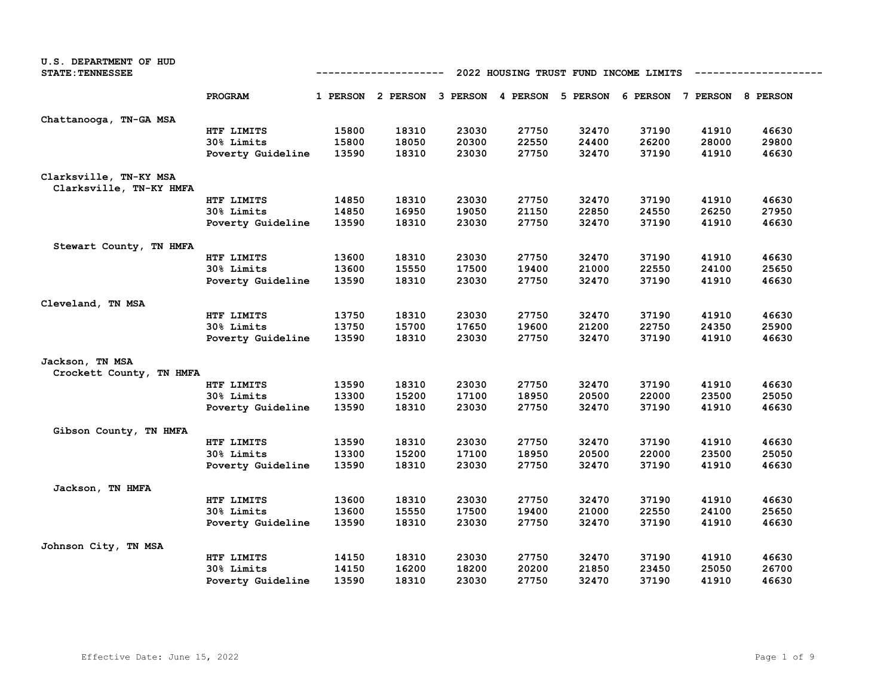U.S. DEPARTMENT OF HUD
STATE:TENNESSEE

## 2022 HOUSING TRUST FUND INCOME LIMITS

| | PROGRAM | 1 PERSON | 2 PERSON | 3 PERSON | 4 PERSON | 5 PERSON | 6 PERSON | 7 PERSON | 8 PERSON |
|---|---|---|---|---|---|---|---|---|---|
| **Chattanooga, TN-GA MSA** | | | | | | | | | |
| | HTF LIMITS | 15800 | 18310 | 23030 | 27750 | 32470 | 37190 | 41910 | 46630 |
| | 30% Limits | 15800 | 18050 | 20300 | 22550 | 24400 | 26200 | 28000 | 29800 |
| | Poverty Guideline | 13590 | 18310 | 23030 | 27750 | 32470 | 37190 | 41910 | 46630 |
| **Clarksville, TN-KY MSA** | | | | | | | | | |
| Clarksville, TN-KY HMFA | | | | | | | | | |
| | HTF LIMITS | 14850 | 18310 | 23030 | 27750 | 32470 | 37190 | 41910 | 46630 |
| | 30% Limits | 14850 | 16950 | 19050 | 21150 | 22850 | 24550 | 26250 | 27950 |
| | Poverty Guideline | 13590 | 18310 | 23030 | 27750 | 32470 | 37190 | 41910 | 46630 |
| Stewart County, TN HMFA | | | | | | | | | |
| | HTF LIMITS | 13600 | 18310 | 23030 | 27750 | 32470 | 37190 | 41910 | 46630 |
| | 30% Limits | 13600 | 15550 | 17500 | 19400 | 21000 | 22550 | 24100 | 25650 |
| | Poverty Guideline | 13590 | 18310 | 23030 | 27750 | 32470 | 37190 | 41910 | 46630 |
| **Cleveland, TN MSA** | | | | | | | | | |
| | HTF LIMITS | 13750 | 18310 | 23030 | 27750 | 32470 | 37190 | 41910 | 46630 |
| | 30% Limits | 13750 | 15700 | 17650 | 19600 | 21200 | 22750 | 24350 | 25900 |
| | Poverty Guideline | 13590 | 18310 | 23030 | 27750 | 32470 | 37190 | 41910 | 46630 |
| **Jackson, TN MSA** | | | | | | | | | |
| Crockett County, TN HMFA | | | | | | | | | |
| | HTF LIMITS | 13590 | 18310 | 23030 | 27750 | 32470 | 37190 | 41910 | 46630 |
| | 30% Limits | 13300 | 15200 | 17100 | 18950 | 20500 | 22000 | 23500 | 25050 |
| | Poverty Guideline | 13590 | 18310 | 23030 | 27750 | 32470 | 37190 | 41910 | 46630 |
| Gibson County, TN HMFA | | | | | | | | | |
| | HTF LIMITS | 13590 | 18310 | 23030 | 27750 | 32470 | 37190 | 41910 | 46630 |
| | 30% Limits | 13300 | 15200 | 17100 | 18950 | 20500 | 22000 | 23500 | 25050 |
| | Poverty Guideline | 13590 | 18310 | 23030 | 27750 | 32470 | 37190 | 41910 | 46630 |
| Jackson, TN HMFA | | | | | | | | | |
| | HTF LIMITS | 13600 | 18310 | 23030 | 27750 | 32470 | 37190 | 41910 | 46630 |
| | 30% Limits | 13600 | 15550 | 17500 | 19400 | 21000 | 22550 | 24100 | 25650 |
| | Poverty Guideline | 13590 | 18310 | 23030 | 27750 | 32470 | 37190 | 41910 | 46630 |
| **Johnson City, TN MSA** | | | | | | | | | |
| | HTF LIMITS | 14150 | 18310 | 23030 | 27750 | 32470 | 37190 | 41910 | 46630 |
| | 30% Limits | 14150 | 16200 | 18200 | 20200 | 21850 | 23450 | 25050 | 26700 |
| | Poverty Guideline | 13590 | 18310 | 23030 | 27750 | 32470 | 37190 | 41910 | 46630 |

Effective Date: June 15, 2022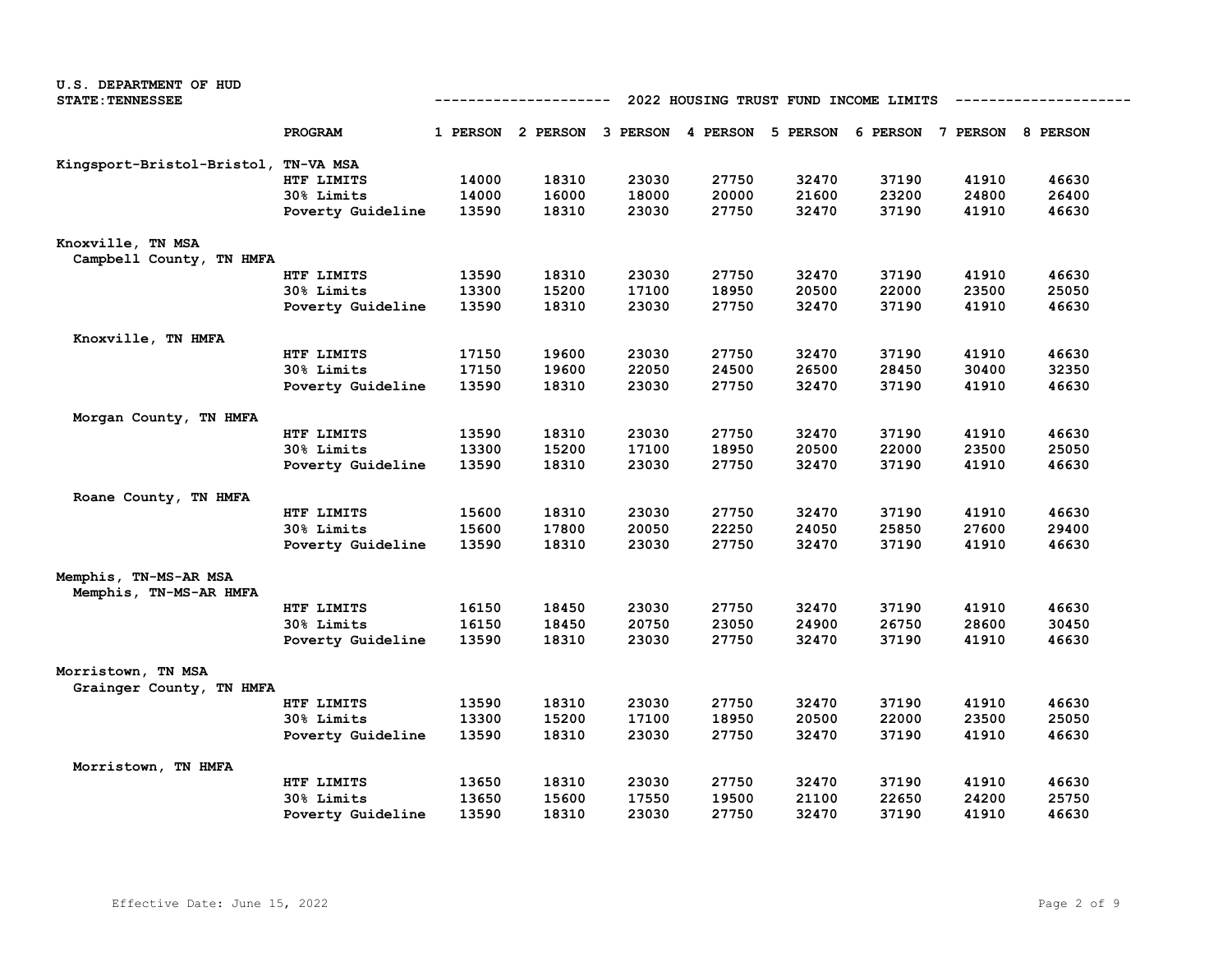U.S. DEPARTMENT OF HUD
STATE: TENNESSEE

## 2022 HOUSING TRUST FUND INCOME LIMITS

| | PROGRAM | 1 PERSON | 2 PERSON | 3 PERSON | 4 PERSON | 5 PERSON | 6 PERSON | 7 PERSON | 8 PERSON |
|---|---|---|---|---|---|---|---|---|---|
| **Kingsport-Bristol-Bristol, TN-VA MSA** | | | | | | | | | |
| | HTF LIMITS | 14000 | 18310 | 23030 | 27750 | 32470 | 37190 | 41910 | 46630 |
| | 30% Limits | 14000 | 16000 | 18000 | 20000 | 21600 | 23200 | 24800 | 26400 |
| | Poverty Guideline | 13590 | 18310 | 23030 | 27750 | 32470 | 37190 | 41910 | 46630 |
| **Knoxville, TN MSA** | | | | | | | | | |
| Campbell County, TN HMFA | | | | | | | | | |
| | HTF LIMITS | 13590 | 18310 | 23030 | 27750 | 32470 | 37190 | 41910 | 46630 |
| | 30% Limits | 13300 | 15200 | 17100 | 18950 | 20500 | 22000 | 23500 | 25050 |
| | Poverty Guideline | 13590 | 18310 | 23030 | 27750 | 32470 | 37190 | 41910 | 46630 |
| Knoxville, TN HMFA | | | | | | | | | |
| | HTF LIMITS | 17150 | 19600 | 23030 | 27750 | 32470 | 37190 | 41910 | 46630 |
| | 30% Limits | 17150 | 19600 | 22050 | 24500 | 26500 | 28450 | 30400 | 32350 |
| | Poverty Guideline | 13590 | 18310 | 23030 | 27750 | 32470 | 37190 | 41910 | 46630 |
| Morgan County, TN HMFA | | | | | | | | | |
| | HTF LIMITS | 13590 | 18310 | 23030 | 27750 | 32470 | 37190 | 41910 | 46630 |
| | 30% Limits | 13300 | 15200 | 17100 | 18950 | 20500 | 22000 | 23500 | 25050 |
| | Poverty Guideline | 13590 | 18310 | 23030 | 27750 | 32470 | 37190 | 41910 | 46630 |
| Roane County, TN HMFA | | | | | | | | | |
| | HTF LIMITS | 15600 | 18310 | 23030 | 27750 | 32470 | 37190 | 41910 | 46630 |
| | 30% Limits | 15600 | 17800 | 20050 | 22250 | 24050 | 25850 | 27600 | 29400 |
| | Poverty Guideline | 13590 | 18310 | 23030 | 27750 | 32470 | 37190 | 41910 | 46630 |
| **Memphis, TN-MS-AR MSA** | | | | | | | | | |
| Memphis, TN-MS-AR HMFA | | | | | | | | | |
| | HTF LIMITS | 16150 | 18450 | 23030 | 27750 | 32470 | 37190 | 41910 | 46630 |
| | 30% Limits | 16150 | 18450 | 20750 | 23050 | 24900 | 26750 | 28600 | 30450 |
| | Poverty Guideline | 13590 | 18310 | 23030 | 27750 | 32470 | 37190 | 41910 | 46630 |
| **Morristown, TN MSA** | | | | | | | | | |
| Grainger County, TN HMFA | | | | | | | | | |
| | HTF LIMITS | 13590 | 18310 | 23030 | 27750 | 32470 | 37190 | 41910 | 46630 |
| | 30% Limits | 13300 | 15200 | 17100 | 18950 | 20500 | 22000 | 23500 | 25050 |
| | Poverty Guideline | 13590 | 18310 | 23030 | 27750 | 32470 | 37190 | 41910 | 46630 |
| Morristown, TN HMFA | | | | | | | | | |
| | HTF LIMITS | 13650 | 18310 | 23030 | 27750 | 32470 | 37190 | 41910 | 46630 |
| | 30% Limits | 13650 | 15600 | 17550 | 19500 | 21100 | 22650 | 24200 | 25750 |
| | Poverty Guideline | 13590 | 18310 | 23030 | 27750 | 32470 | 37190 | 41910 | 46630 |

Effective Date: June 15, 2022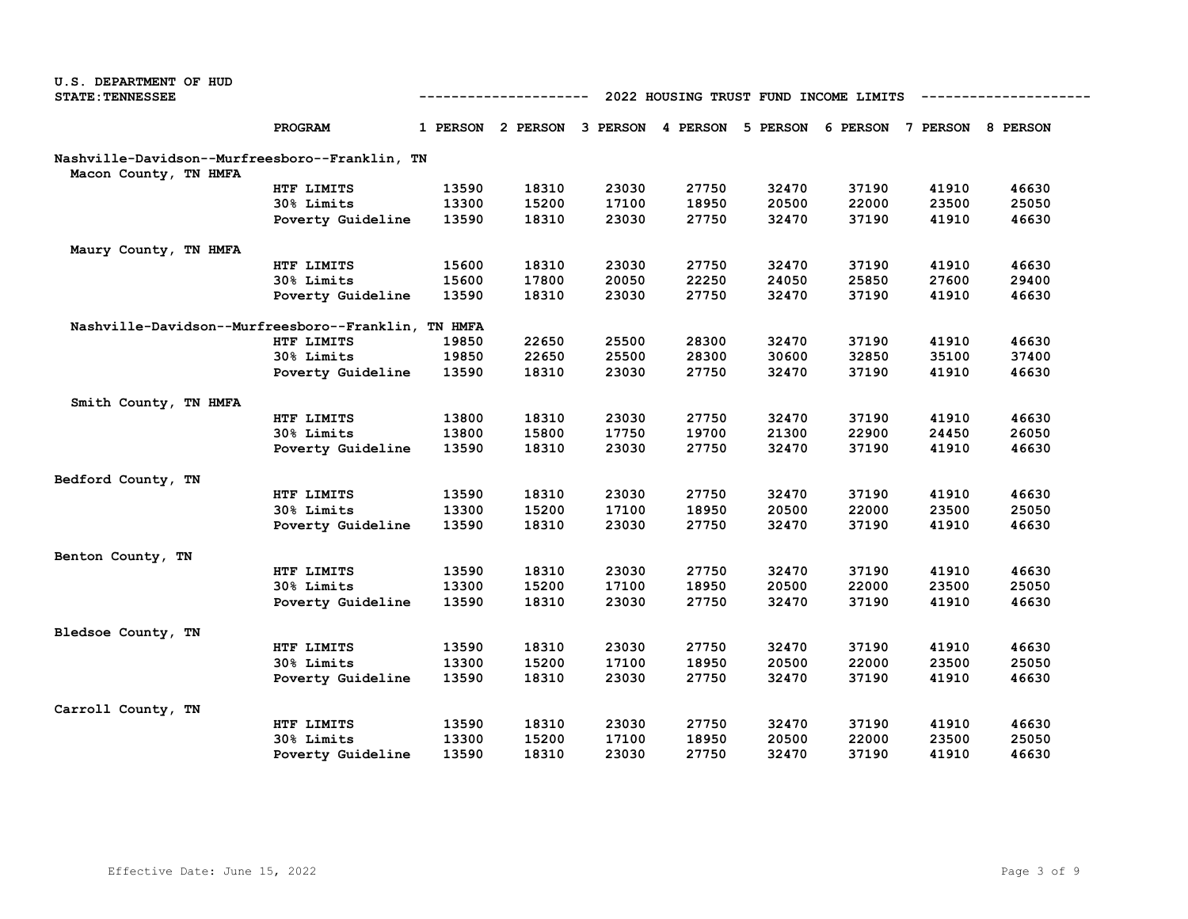U.S. DEPARTMENT OF HUD
STATE: TENNESSEE

2022 HOUSING TRUST FUND INCOME LIMITS

| | PROGRAM | 1 PERSON | 2 PERSON | 3 PERSON | 4 PERSON | 5 PERSON | 6 PERSON | 7 PERSON | 8 PERSON |
|---|---|---|---|---|---|---|---|---|---|
| **Nashville-Davidson--Murfreesboro--Franklin, TN** | | | | | | | | | |
| Macon County, TN HMFA | | | | | | | | | |
| | HTF LIMITS | 13590 | 18310 | 23030 | 27750 | 32470 | 37190 | 41910 | 46630 |
| | 30% Limits | 13300 | 15200 | 17100 | 18950 | 20500 | 22000 | 23500 | 25050 |
| | Poverty Guideline | 13590 | 18310 | 23030 | 27750 | 32470 | 37190 | 41910 | 46630 |
| Maury County, TN HMFA | | | | | | | | | |
| | HTF LIMITS | 15600 | 18310 | 23030 | 27750 | 32470 | 37190 | 41910 | 46630 |
| | 30% Limits | 15600 | 17800 | 20050 | 22250 | 24050 | 25850 | 27600 | 29400 |
| | Poverty Guideline | 13590 | 18310 | 23030 | 27750 | 32470 | 37190 | 41910 | 46630 |
| Nashville-Davidson--Murfreesboro--Franklin, TN HMFA | | | | | | | | | |
| | HTF LIMITS | 19850 | 22650 | 25500 | 28300 | 32470 | 37190 | 41910 | 46630 |
| | 30% Limits | 19850 | 22650 | 25500 | 28300 | 30600 | 32850 | 35100 | 37400 |
| | Poverty Guideline | 13590 | 18310 | 23030 | 27750 | 32470 | 37190 | 41910 | 46630 |
| Smith County, TN HMFA | | | | | | | | | |
| | HTF LIMITS | 13800 | 18310 | 23030 | 27750 | 32470 | 37190 | 41910 | 46630 |
| | 30% Limits | 13800 | 15800 | 17750 | 19700 | 21300 | 22900 | 24450 | 26050 |
| | Poverty Guideline | 13590 | 18310 | 23030 | 27750 | 32470 | 37190 | 41910 | 46630 |
| **Bedford County, TN** | | | | | | | | | |
| | HTF LIMITS | 13590 | 18310 | 23030 | 27750 | 32470 | 37190 | 41910 | 46630 |
| | 30% Limits | 13300 | 15200 | 17100 | 18950 | 20500 | 22000 | 23500 | 25050 |
| | Poverty Guideline | 13590 | 18310 | 23030 | 27750 | 32470 | 37190 | 41910 | 46630 |
| **Benton County, TN** | | | | | | | | | |
| | HTF LIMITS | 13590 | 18310 | 23030 | 27750 | 32470 | 37190 | 41910 | 46630 |
| | 30% Limits | 13300 | 15200 | 17100 | 18950 | 20500 | 22000 | 23500 | 25050 |
| | Poverty Guideline | 13590 | 18310 | 23030 | 27750 | 32470 | 37190 | 41910 | 46630 |
| **Bledsoe County, TN** | | | | | | | | | |
| | HTF LIMITS | 13590 | 18310 | 23030 | 27750 | 32470 | 37190 | 41910 | 46630 |
| | 30% Limits | 13300 | 15200 | 17100 | 18950 | 20500 | 22000 | 23500 | 25050 |
| | Poverty Guideline | 13590 | 18310 | 23030 | 27750 | 32470 | 37190 | 41910 | 46630 |
| **Carroll County, TN** | | | | | | | | | |
| | HTF LIMITS | 13590 | 18310 | 23030 | 27750 | 32470 | 37190 | 41910 | 46630 |
| | 30% Limits | 13300 | 15200 | 17100 | 18950 | 20500 | 22000 | 23500 | 25050 |
| | Poverty Guideline | 13590 | 18310 | 23030 | 27750 | 32470 | 37190 | 41910 | 46630 |

Effective Date: June 15, 2022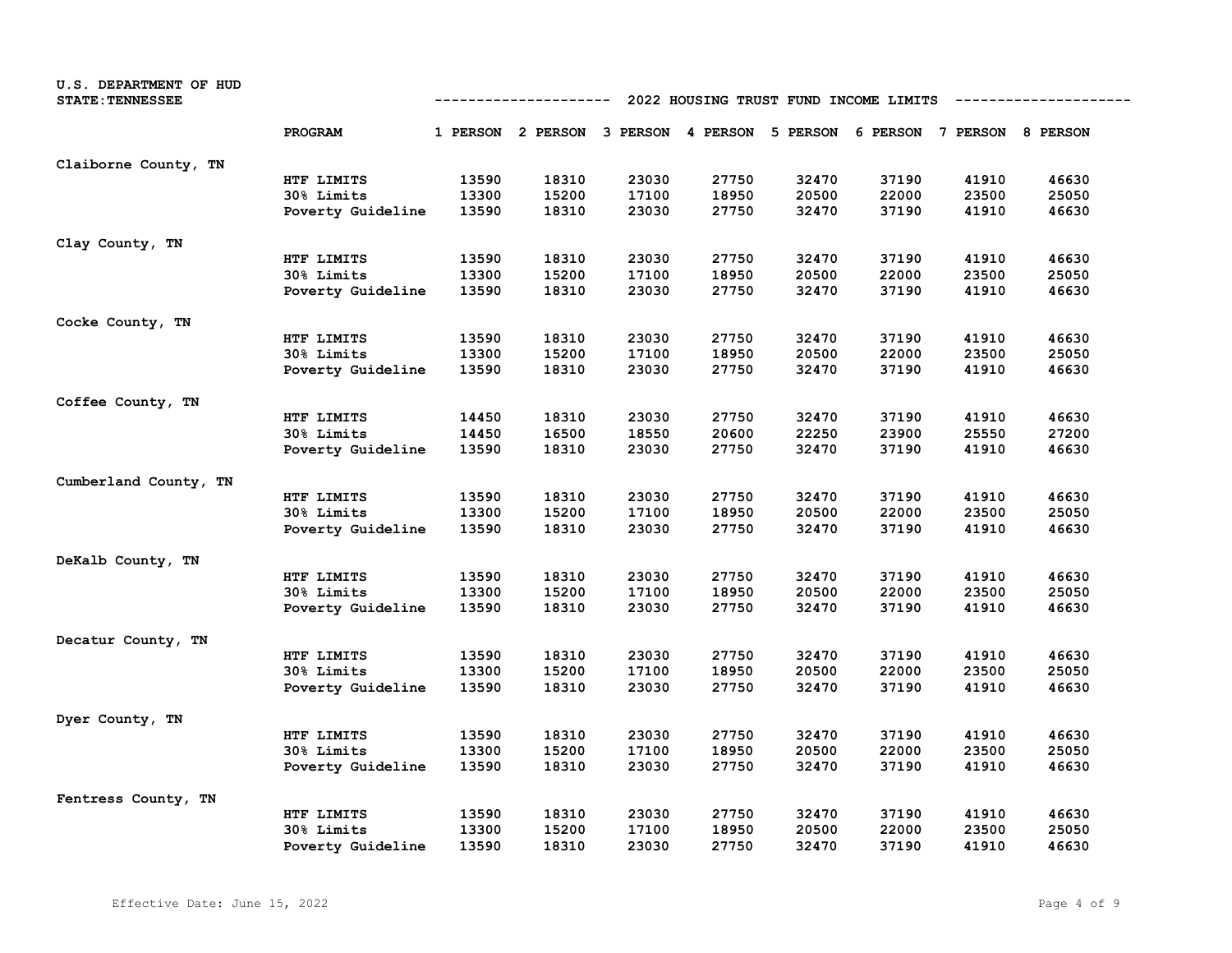U.S. DEPARTMENT OF HUD
STATE: TENNESSEE

## 2022 HOUSING TRUST FUND INCOME LIMITS

| | PROGRAM | 1 PERSON | 2 PERSON | 3 PERSON | 4 PERSON | 5 PERSON | 6 PERSON | 7 PERSON | 8 PERSON |
|---|---|---|---|---|---|---|---|---|---|
| Claiborne County, TN | | | | | | | | | |
| | HTF LIMITS | 13590 | 18310 | 23030 | 27750 | 32470 | 37190 | 41910 | 46630 |
| | 30% Limits | 13300 | 15200 | 17100 | 18950 | 20500 | 22000 | 23500 | 25050 |
| | Poverty Guideline | 13590 | 18310 | 23030 | 27750 | 32470 | 37190 | 41910 | 46630 |
| Clay County, TN | | | | | | | | | |
| | HTF LIMITS | 13590 | 18310 | 23030 | 27750 | 32470 | 37190 | 41910 | 46630 |
| | 30% Limits | 13300 | 15200 | 17100 | 18950 | 20500 | 22000 | 23500 | 25050 |
| | Poverty Guideline | 13590 | 18310 | 23030 | 27750 | 32470 | 37190 | 41910 | 46630 |
| Cocke County, TN | | | | | | | | | |
| | HTF LIMITS | 13590 | 18310 | 23030 | 27750 | 32470 | 37190 | 41910 | 46630 |
| | 30% Limits | 13300 | 15200 | 17100 | 18950 | 20500 | 22000 | 23500 | 25050 |
| | Poverty Guideline | 13590 | 18310 | 23030 | 27750 | 32470 | 37190 | 41910 | 46630 |
| Coffee County, TN | | | | | | | | | |
| | HTF LIMITS | 14450 | 18310 | 23030 | 27750 | 32470 | 37190 | 41910 | 46630 |
| | 30% Limits | 14450 | 16500 | 18550 | 20600 | 22250 | 23900 | 25550 | 27200 |
| | Poverty Guideline | 13590 | 18310 | 23030 | 27750 | 32470 | 37190 | 41910 | 46630 |
| Cumberland County, TN | | | | | | | | | |
| | HTF LIMITS | 13590 | 18310 | 23030 | 27750 | 32470 | 37190 | 41910 | 46630 |
| | 30% Limits | 13300 | 15200 | 17100 | 18950 | 20500 | 22000 | 23500 | 25050 |
| | Poverty Guideline | 13590 | 18310 | 23030 | 27750 | 32470 | 37190 | 41910 | 46630 |
| DeKalb County, TN | | | | | | | | | |
| | HTF LIMITS | 13590 | 18310 | 23030 | 27750 | 32470 | 37190 | 41910 | 46630 |
| | 30% Limits | 13300 | 15200 | 17100 | 18950 | 20500 | 22000 | 23500 | 25050 |
| | Poverty Guideline | 13590 | 18310 | 23030 | 27750 | 32470 | 37190 | 41910 | 46630 |
| Decatur County, TN | | | | | | | | | |
| | HTF LIMITS | 13590 | 18310 | 23030 | 27750 | 32470 | 37190 | 41910 | 46630 |
| | 30% Limits | 13300 | 15200 | 17100 | 18950 | 20500 | 22000 | 23500 | 25050 |
| | Poverty Guideline | 13590 | 18310 | 23030 | 27750 | 32470 | 37190 | 41910 | 46630 |
| Dyer County, TN | | | | | | | | | |
| | HTF LIMITS | 13590 | 18310 | 23030 | 27750 | 32470 | 37190 | 41910 | 46630 |
| | 30% Limits | 13300 | 15200 | 17100 | 18950 | 20500 | 22000 | 23500 | 25050 |
| | Poverty Guideline | 13590 | 18310 | 23030 | 27750 | 32470 | 37190 | 41910 | 46630 |
| Fentress County, TN | | | | | | | | | |
| | HTF LIMITS | 13590 | 18310 | 23030 | 27750 | 32470 | 37190 | 41910 | 46630 |
| | 30% Limits | 13300 | 15200 | 17100 | 18950 | 20500 | 22000 | 23500 | 25050 |
| | Poverty Guideline | 13590 | 18310 | 23030 | 27750 | 32470 | 37190 | 41910 | 46630 |

Effective Date: June 15, 2022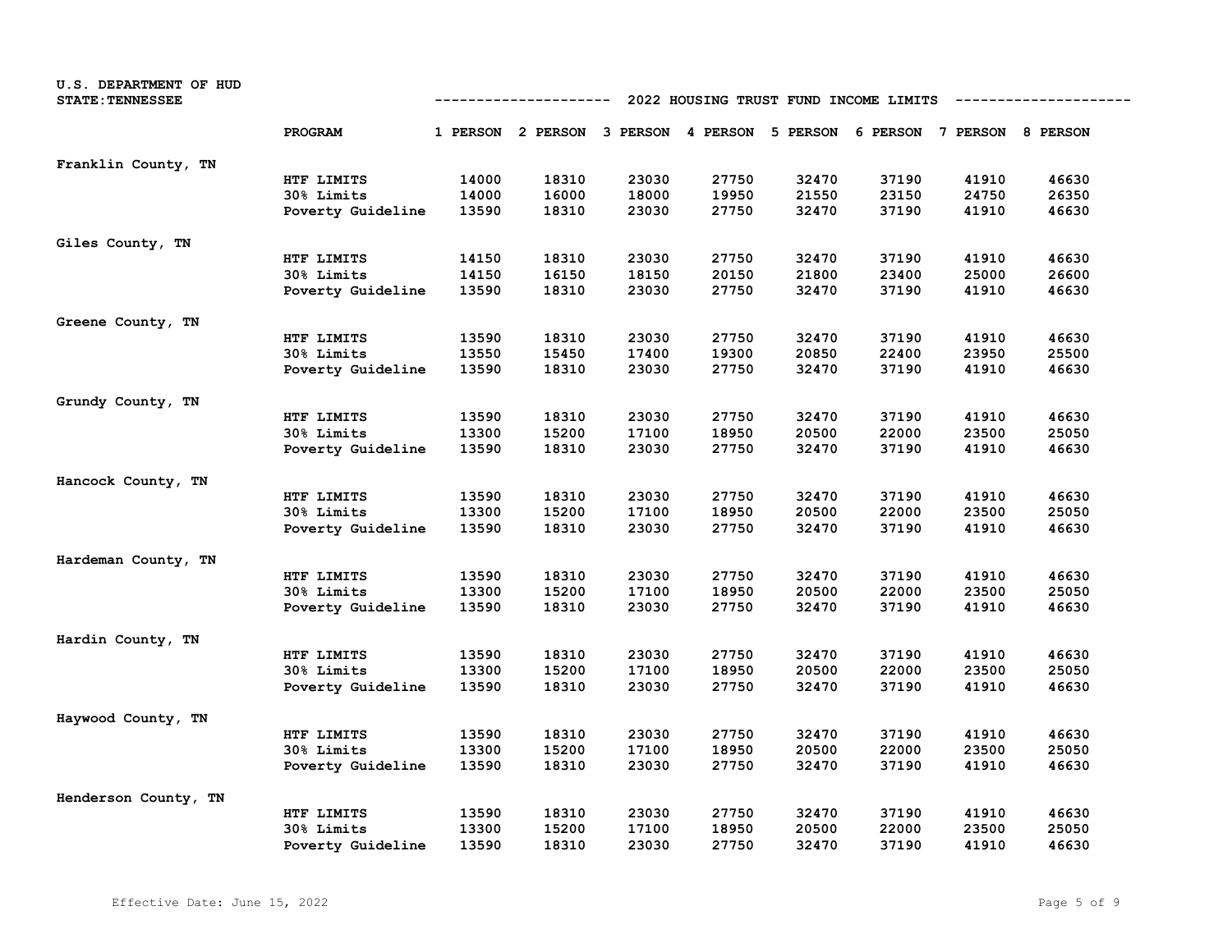U.S. DEPARTMENT OF HUD
STATE:TENNESSEE

## 2022 HOUSING TRUST FUND INCOME LIMITS

| | PROGRAM | 1 PERSON | 2 PERSON | 3 PERSON | 4 PERSON | 5 PERSON | 6 PERSON | 7 PERSON | 8 PERSON |
|---|---|---|---|---|---|---|---|---|---|
| Franklin County, TN | | | | | | | | | |
| | HTF LIMITS | 14000 | 18310 | 23030 | 27750 | 32470 | 37190 | 41910 | 46630 |
| | 30% Limits | 14000 | 16000 | 18000 | 19950 | 21550 | 23150 | 24750 | 26350 |
| | Poverty Guideline | 13590 | 18310 | 23030 | 27750 | 32470 | 37190 | 41910 | 46630 |
| Giles County, TN | | | | | | | | | |
| | HTF LIMITS | 14150 | 18310 | 23030 | 27750 | 32470 | 37190 | 41910 | 46630 |
| | 30% Limits | 14150 | 16150 | 18150 | 20150 | 21800 | 23400 | 25000 | 26600 |
| | Poverty Guideline | 13590 | 18310 | 23030 | 27750 | 32470 | 37190 | 41910 | 46630 |
| Greene County, TN | | | | | | | | | |
| | HTF LIMITS | 13590 | 18310 | 23030 | 27750 | 32470 | 37190 | 41910 | 46630 |
| | 30% Limits | 13550 | 15450 | 17400 | 19300 | 20850 | 22400 | 23950 | 25500 |
| | Poverty Guideline | 13590 | 18310 | 23030 | 27750 | 32470 | 37190 | 41910 | 46630 |
| Grundy County, TN | | | | | | | | | |
| | HTF LIMITS | 13590 | 18310 | 23030 | 27750 | 32470 | 37190 | 41910 | 46630 |
| | 30% Limits | 13300 | 15200 | 17100 | 18950 | 20500 | 22000 | 23500 | 25050 |
| | Poverty Guideline | 13590 | 18310 | 23030 | 27750 | 32470 | 37190 | 41910 | 46630 |
| Hancock County, TN | | | | | | | | | |
| | HTF LIMITS | 13590 | 18310 | 23030 | 27750 | 32470 | 37190 | 41910 | 46630 |
| | 30% Limits | 13300 | 15200 | 17100 | 18950 | 20500 | 22000 | 23500 | 25050 |
| | Poverty Guideline | 13590 | 18310 | 23030 | 27750 | 32470 | 37190 | 41910 | 46630 |
| Hardeman County, TN | | | | | | | | | |
| | HTF LIMITS | 13590 | 18310 | 23030 | 27750 | 32470 | 37190 | 41910 | 46630 |
| | 30% Limits | 13300 | 15200 | 17100 | 18950 | 20500 | 22000 | 23500 | 25050 |
| | Poverty Guideline | 13590 | 18310 | 23030 | 27750 | 32470 | 37190 | 41910 | 46630 |
| Hardin County, TN | | | | | | | | | |
| | HTF LIMITS | 13590 | 18310 | 23030 | 27750 | 32470 | 37190 | 41910 | 46630 |
| | 30% Limits | 13300 | 15200 | 17100 | 18950 | 20500 | 22000 | 23500 | 25050 |
| | Poverty Guideline | 13590 | 18310 | 23030 | 27750 | 32470 | 37190 | 41910 | 46630 |
| Haywood County, TN | | | | | | | | | |
| | HTF LIMITS | 13590 | 18310 | 23030 | 27750 | 32470 | 37190 | 41910 | 46630 |
| | 30% Limits | 13300 | 15200 | 17100 | 18950 | 20500 | 22000 | 23500 | 25050 |
| | Poverty Guideline | 13590 | 18310 | 23030 | 27750 | 32470 | 37190 | 41910 | 46630 |
| Henderson County, TN | | | | | | | | | |
| | HTF LIMITS | 13590 | 18310 | 23030 | 27750 | 32470 | 37190 | 41910 | 46630 |
| | 30% Limits | 13300 | 15200 | 17100 | 18950 | 20500 | 22000 | 23500 | 25050 |
| | Poverty Guideline | 13590 | 18310 | 23030 | 27750 | 32470 | 37190 | 41910 | 46630 |

Effective Date: June 15, 2022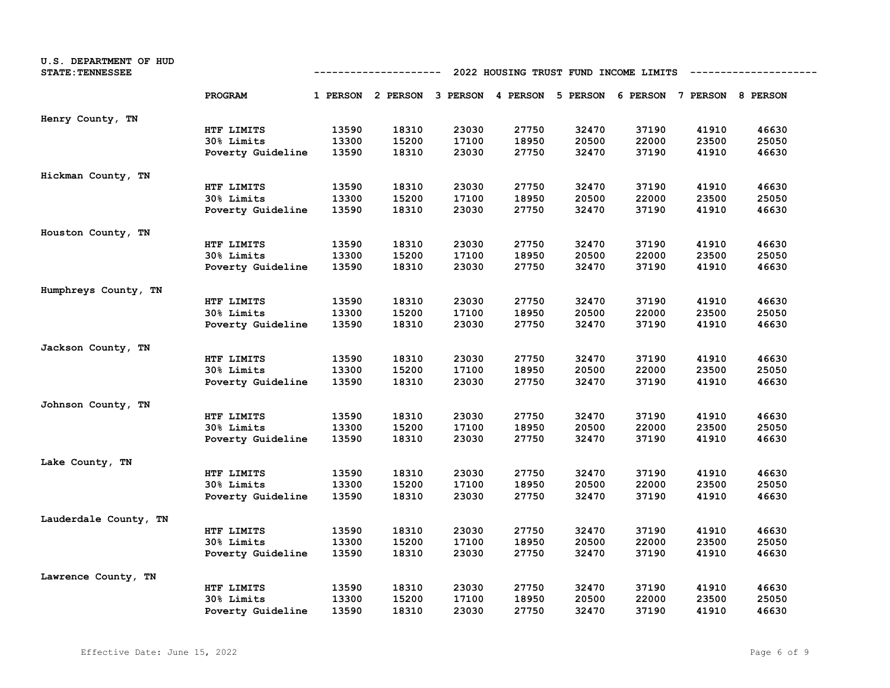U.S. DEPARTMENT OF HUD
STATE: TENNESSEE

## 2022 HOUSING TRUST FUND INCOME LIMITS

| | PROGRAM | 1 PERSON | 2 PERSON | 3 PERSON | 4 PERSON | 5 PERSON | 6 PERSON | 7 PERSON | 8 PERSON |
|---|---|---|---|---|---|---|---|---|---|
| Henry County, TN | | | | | | | | | |
| | HTF LIMITS | 13590 | 18310 | 23030 | 27750 | 32470 | 37190 | 41910 | 46630 |
| | 30% Limits | 13300 | 15200 | 17100 | 18950 | 20500 | 22000 | 23500 | 25050 |
| | Poverty Guideline | 13590 | 18310 | 23030 | 27750 | 32470 | 37190 | 41910 | 46630 |
| Hickman County, TN | | | | | | | | | |
| | HTF LIMITS | 13590 | 18310 | 23030 | 27750 | 32470 | 37190 | 41910 | 46630 |
| | 30% Limits | 13300 | 15200 | 17100 | 18950 | 20500 | 22000 | 23500 | 25050 |
| | Poverty Guideline | 13590 | 18310 | 23030 | 27750 | 32470 | 37190 | 41910 | 46630 |
| Houston County, TN | | | | | | | | | |
| | HTF LIMITS | 13590 | 18310 | 23030 | 27750 | 32470 | 37190 | 41910 | 46630 |
| | 30% Limits | 13300 | 15200 | 17100 | 18950 | 20500 | 22000 | 23500 | 25050 |
| | Poverty Guideline | 13590 | 18310 | 23030 | 27750 | 32470 | 37190 | 41910 | 46630 |
| Humphreys County, TN | | | | | | | | | |
| | HTF LIMITS | 13590 | 18310 | 23030 | 27750 | 32470 | 37190 | 41910 | 46630 |
| | 30% Limits | 13300 | 15200 | 17100 | 18950 | 20500 | 22000 | 23500 | 25050 |
| | Poverty Guideline | 13590 | 18310 | 23030 | 27750 | 32470 | 37190 | 41910 | 46630 |
| Jackson County, TN | | | | | | | | | |
| | HTF LIMITS | 13590 | 18310 | 23030 | 27750 | 32470 | 37190 | 41910 | 46630 |
| | 30% Limits | 13300 | 15200 | 17100 | 18950 | 20500 | 22000 | 23500 | 25050 |
| | Poverty Guideline | 13590 | 18310 | 23030 | 27750 | 32470 | 37190 | 41910 | 46630 |
| Johnson County, TN | | | | | | | | | |
| | HTF LIMITS | 13590 | 18310 | 23030 | 27750 | 32470 | 37190 | 41910 | 46630 |
| | 30% Limits | 13300 | 15200 | 17100 | 18950 | 20500 | 22000 | 23500 | 25050 |
| | Poverty Guideline | 13590 | 18310 | 23030 | 27750 | 32470 | 37190 | 41910 | 46630 |
| Lake County, TN | | | | | | | | | |
| | HTF LIMITS | 13590 | 18310 | 23030 | 27750 | 32470 | 37190 | 41910 | 46630 |
| | 30% Limits | 13300 | 15200 | 17100 | 18950 | 20500 | 22000 | 23500 | 25050 |
| | Poverty Guideline | 13590 | 18310 | 23030 | 27750 | 32470 | 37190 | 41910 | 46630 |
| Lauderdale County, TN | | | | | | | | | |
| | HTF LIMITS | 13590 | 18310 | 23030 | 27750 | 32470 | 37190 | 41910 | 46630 |
| | 30% Limits | 13300 | 15200 | 17100 | 18950 | 20500 | 22000 | 23500 | 25050 |
| | Poverty Guideline | 13590 | 18310 | 23030 | 27750 | 32470 | 37190 | 41910 | 46630 |
| Lawrence County, TN | | | | | | | | | |
| | HTF LIMITS | 13590 | 18310 | 23030 | 27750 | 32470 | 37190 | 41910 | 46630 |
| | 30% Limits | 13300 | 15200 | 17100 | 18950 | 20500 | 22000 | 23500 | 25050 |
| | Poverty Guideline | 13590 | 18310 | 23030 | 27750 | 32470 | 37190 | 41910 | 46630 |

Effective Date: June 15, 2022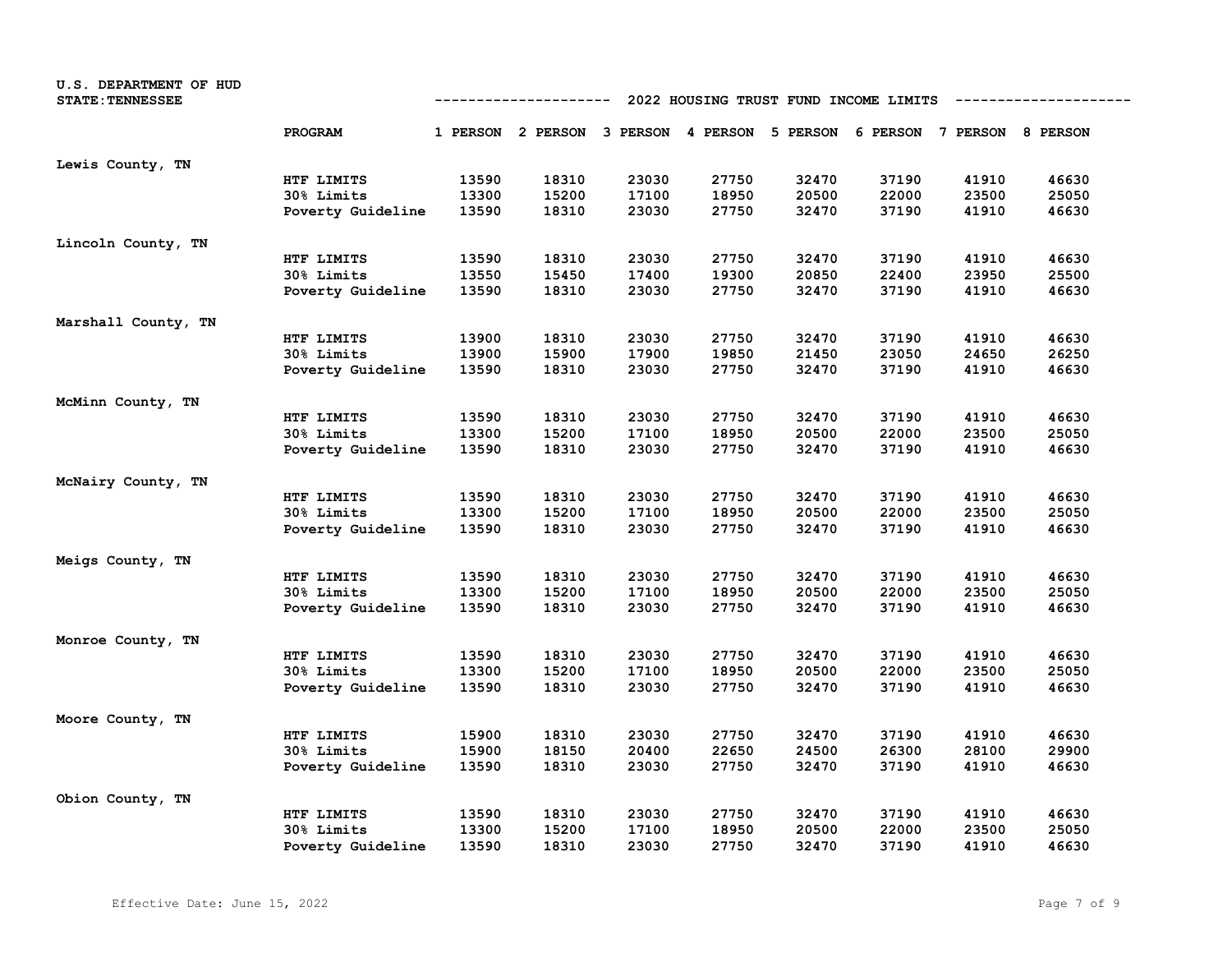U.S. DEPARTMENT OF HUD
STATE:TENNESSEE

## 2022 HOUSING TRUST FUND INCOME LIMITS

| | PROGRAM | 1 PERSON | 2 PERSON | 3 PERSON | 4 PERSON | 5 PERSON | 6 PERSON | 7 PERSON | 8 PERSON |
|---|---|---|---|---|---|---|---|---|---|
| Lewis County, TN | | | | | | | | | |
| | HTF LIMITS | 13590 | 18310 | 23030 | 27750 | 32470 | 37190 | 41910 | 46630 |
| | 30% Limits | 13300 | 15200 | 17100 | 18950 | 20500 | 22000 | 23500 | 25050 |
| | Poverty Guideline | 13590 | 18310 | 23030 | 27750 | 32470 | 37190 | 41910 | 46630 |
| Lincoln County, TN | | | | | | | | | |
| | HTF LIMITS | 13590 | 18310 | 23030 | 27750 | 32470 | 37190 | 41910 | 46630 |
| | 30% Limits | 13550 | 15450 | 17400 | 19300 | 20850 | 22400 | 23950 | 25500 |
| | Poverty Guideline | 13590 | 18310 | 23030 | 27750 | 32470 | 37190 | 41910 | 46630 |
| Marshall County, TN | | | | | | | | | |
| | HTF LIMITS | 13900 | 18310 | 23030 | 27750 | 32470 | 37190 | 41910 | 46630 |
| | 30% Limits | 13900 | 15900 | 17900 | 19850 | 21450 | 23050 | 24650 | 26250 |
| | Poverty Guideline | 13590 | 18310 | 23030 | 27750 | 32470 | 37190 | 41910 | 46630 |
| McMinn County, TN | | | | | | | | | |
| | HTF LIMITS | 13590 | 18310 | 23030 | 27750 | 32470 | 37190 | 41910 | 46630 |
| | 30% Limits | 13300 | 15200 | 17100 | 18950 | 20500 | 22000 | 23500 | 25050 |
| | Poverty Guideline | 13590 | 18310 | 23030 | 27750 | 32470 | 37190 | 41910 | 46630 |
| McNairy County, TN | | | | | | | | | |
| | HTF LIMITS | 13590 | 18310 | 23030 | 27750 | 32470 | 37190 | 41910 | 46630 |
| | 30% Limits | 13300 | 15200 | 17100 | 18950 | 20500 | 22000 | 23500 | 25050 |
| | Poverty Guideline | 13590 | 18310 | 23030 | 27750 | 32470 | 37190 | 41910 | 46630 |
| Meigs County, TN | | | | | | | | | |
| | HTF LIMITS | 13590 | 18310 | 23030 | 27750 | 32470 | 37190 | 41910 | 46630 |
| | 30% Limits | 13300 | 15200 | 17100 | 18950 | 20500 | 22000 | 23500 | 25050 |
| | Poverty Guideline | 13590 | 18310 | 23030 | 27750 | 32470 | 37190 | 41910 | 46630 |
| Monroe County, TN | | | | | | | | | |
| | HTF LIMITS | 13590 | 18310 | 23030 | 27750 | 32470 | 37190 | 41910 | 46630 |
| | 30% Limits | 13300 | 15200 | 17100 | 18950 | 20500 | 22000 | 23500 | 25050 |
| | Poverty Guideline | 13590 | 18310 | 23030 | 27750 | 32470 | 37190 | 41910 | 46630 |
| Moore County, TN | | | | | | | | | |
| | HTF LIMITS | 15900 | 18310 | 23030 | 27750 | 32470 | 37190 | 41910 | 46630 |
| | 30% Limits | 15900 | 18150 | 20400 | 22650 | 24500 | 26300 | 28100 | 29900 |
| | Poverty Guideline | 13590 | 18310 | 23030 | 27750 | 32470 | 37190 | 41910 | 46630 |
| Obion County, TN | | | | | | | | | |
| | HTF LIMITS | 13590 | 18310 | 23030 | 27750 | 32470 | 37190 | 41910 | 46630 |
| | 30% Limits | 13300 | 15200 | 17100 | 18950 | 20500 | 22000 | 23500 | 25050 |
| | Poverty Guideline | 13590 | 18310 | 23030 | 27750 | 32470 | 37190 | 41910 | 46630 |

Effective Date: June 15, 2022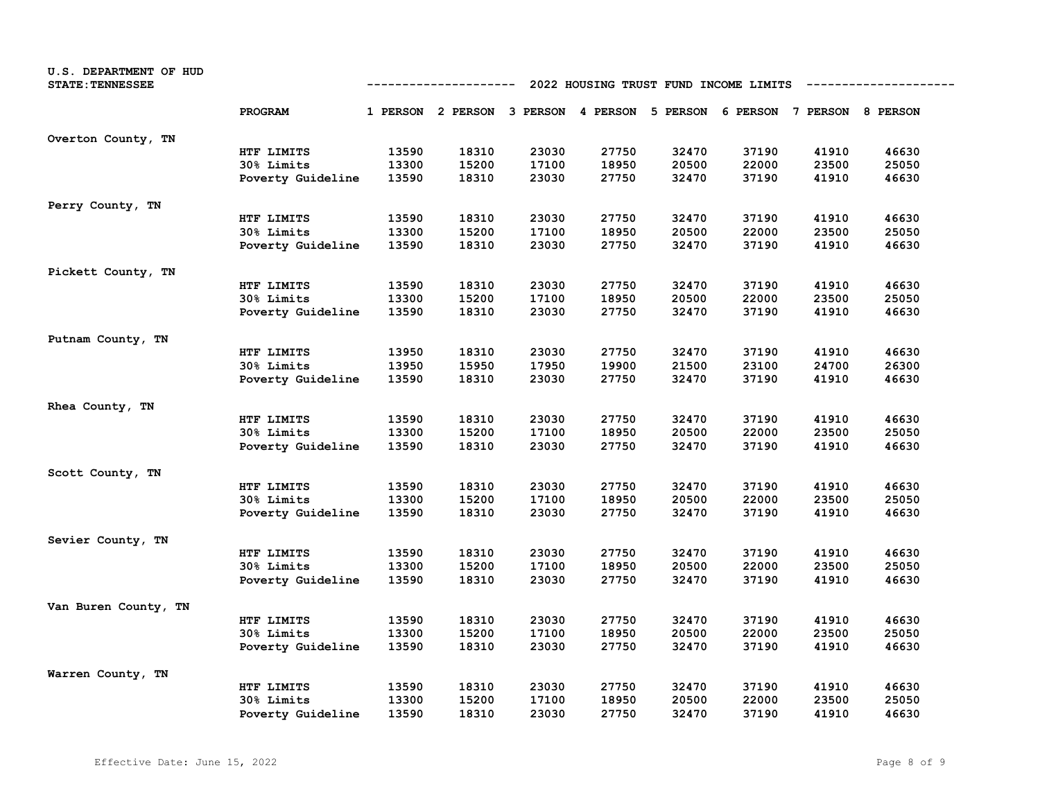U.S. DEPARTMENT OF HUD
STATE: TENNESSEE

## 2022 HOUSING TRUST FUND INCOME LIMITS

| | PROGRAM | 1 PERSON | 2 PERSON | 3 PERSON | 4 PERSON | 5 PERSON | 6 PERSON | 7 PERSON | 8 PERSON |
|---|---|---|---|---|---|---|---|---|---|
| Overton County, TN | | | | | | | | | |
| | HTF LIMITS | 13590 | 18310 | 23030 | 27750 | 32470 | 37190 | 41910 | 46630 |
| | 30% Limits | 13300 | 15200 | 17100 | 18950 | 20500 | 22000 | 23500 | 25050 |
| | Poverty Guideline | 13590 | 18310 | 23030 | 27750 | 32470 | 37190 | 41910 | 46630 |
| Perry County, TN | | | | | | | | | |
| | HTF LIMITS | 13590 | 18310 | 23030 | 27750 | 32470 | 37190 | 41910 | 46630 |
| | 30% Limits | 13300 | 15200 | 17100 | 18950 | 20500 | 22000 | 23500 | 25050 |
| | Poverty Guideline | 13590 | 18310 | 23030 | 27750 | 32470 | 37190 | 41910 | 46630 |
| Pickett County, TN | | | | | | | | | |
| | HTF LIMITS | 13590 | 18310 | 23030 | 27750 | 32470 | 37190 | 41910 | 46630 |
| | 30% Limits | 13300 | 15200 | 17100 | 18950 | 20500 | 22000 | 23500 | 25050 |
| | Poverty Guideline | 13590 | 18310 | 23030 | 27750 | 32470 | 37190 | 41910 | 46630 |
| Putnam County, TN | | | | | | | | | |
| | HTF LIMITS | 13950 | 18310 | 23030 | 27750 | 32470 | 37190 | 41910 | 46630 |
| | 30% Limits | 13950 | 15950 | 17950 | 19900 | 21500 | 23100 | 24700 | 26300 |
| | Poverty Guideline | 13590 | 18310 | 23030 | 27750 | 32470 | 37190 | 41910 | 46630 |
| Rhea County, TN | | | | | | | | | |
| | HTF LIMITS | 13590 | 18310 | 23030 | 27750 | 32470 | 37190 | 41910 | 46630 |
| | 30% Limits | 13300 | 15200 | 17100 | 18950 | 20500 | 22000 | 23500 | 25050 |
| | Poverty Guideline | 13590 | 18310 | 23030 | 27750 | 32470 | 37190 | 41910 | 46630 |
| Scott County, TN | | | | | | | | | |
| | HTF LIMITS | 13590 | 18310 | 23030 | 27750 | 32470 | 37190 | 41910 | 46630 |
| | 30% Limits | 13300 | 15200 | 17100 | 18950 | 20500 | 22000 | 23500 | 25050 |
| | Poverty Guideline | 13590 | 18310 | 23030 | 27750 | 32470 | 37190 | 41910 | 46630 |
| Sevier County, TN | | | | | | | | | |
| | HTF LIMITS | 13590 | 18310 | 23030 | 27750 | 32470 | 37190 | 41910 | 46630 |
| | 30% Limits | 13300 | 15200 | 17100 | 18950 | 20500 | 22000 | 23500 | 25050 |
| | Poverty Guideline | 13590 | 18310 | 23030 | 27750 | 32470 | 37190 | 41910 | 46630 |
| Van Buren County, TN | | | | | | | | | |
| | HTF LIMITS | 13590 | 18310 | 23030 | 27750 | 32470 | 37190 | 41910 | 46630 |
| | 30% Limits | 13300 | 15200 | 17100 | 18950 | 20500 | 22000 | 23500 | 25050 |
| | Poverty Guideline | 13590 | 18310 | 23030 | 27750 | 32470 | 37190 | 41910 | 46630 |
| Warren County, TN | | | | | | | | | |
| | HTF LIMITS | 13590 | 18310 | 23030 | 27750 | 32470 | 37190 | 41910 | 46630 |
| | 30% Limits | 13300 | 15200 | 17100 | 18950 | 20500 | 22000 | 23500 | 25050 |
| | Poverty Guideline | 13590 | 18310 | 23030 | 27750 | 32470 | 37190 | 41910 | 46630 |

Effective Date: June 15, 2022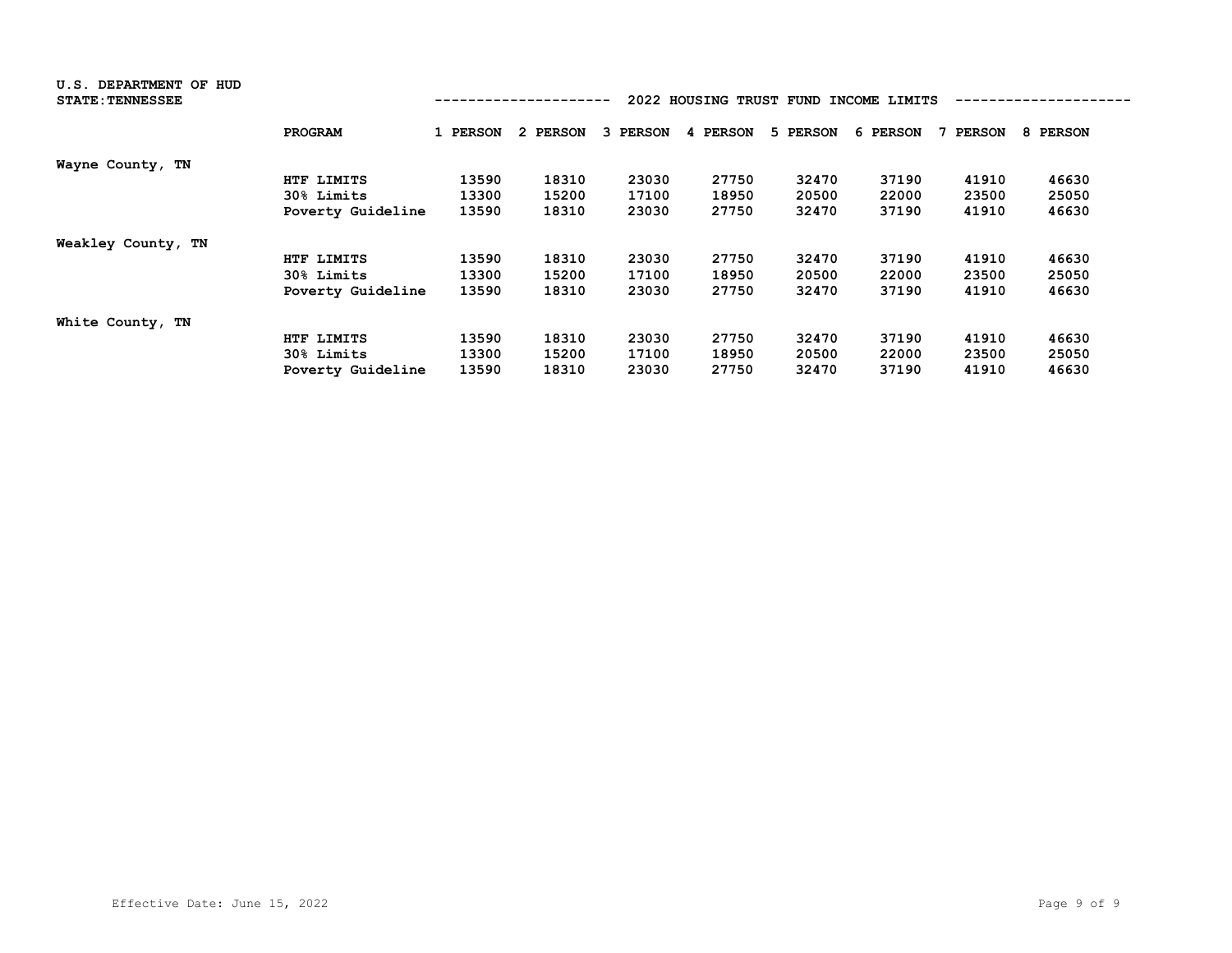U.S. DEPARTMENT OF HUD
STATE: TENNESSEE

## 2022 HOUSING TRUST FUND INCOME LIMITS

| | PROGRAM | 1 PERSON | 2 PERSON | 3 PERSON | 4 PERSON | 5 PERSON | 6 PERSON | 7 PERSON | 8 PERSON |
|---|---|---|---|---|---|---|---|---|---|
| **Wayne County, TN** | | | | | | | | | |
| | HTF LIMITS | 13590 | 18310 | 23030 | 27750 | 32470 | 37190 | 41910 | 46630 |
| | 30% Limits | 13300 | 15200 | 17100 | 18950 | 20500 | 22000 | 23500 | 25050 |
| | Poverty Guideline | 13590 | 18310 | 23030 | 27750 | 32470 | 37190 | 41910 | 46630 |
| **Weakley County, TN** | | | | | | | | | |
| | HTF LIMITS | 13590 | 18310 | 23030 | 27750 | 32470 | 37190 | 41910 | 46630 |
| | 30% Limits | 13300 | 15200 | 17100 | 18950 | 20500 | 22000 | 23500 | 25050 |
| | Poverty Guideline | 13590 | 18310 | 23030 | 27750 | 32470 | 37190 | 41910 | 46630 |
| **White County, TN** | | | | | | | | | |
| | HTF LIMITS | 13590 | 18310 | 23030 | 27750 | 32470 | 37190 | 41910 | 46630 |
| | 30% Limits | 13300 | 15200 | 17100 | 18950 | 20500 | 22000 | 23500 | 25050 |
| | Poverty Guideline | 13590 | 18310 | 23030 | 27750 | 32470 | 37190 | 41910 | 46630 |

Effective Date: June 15, 2022